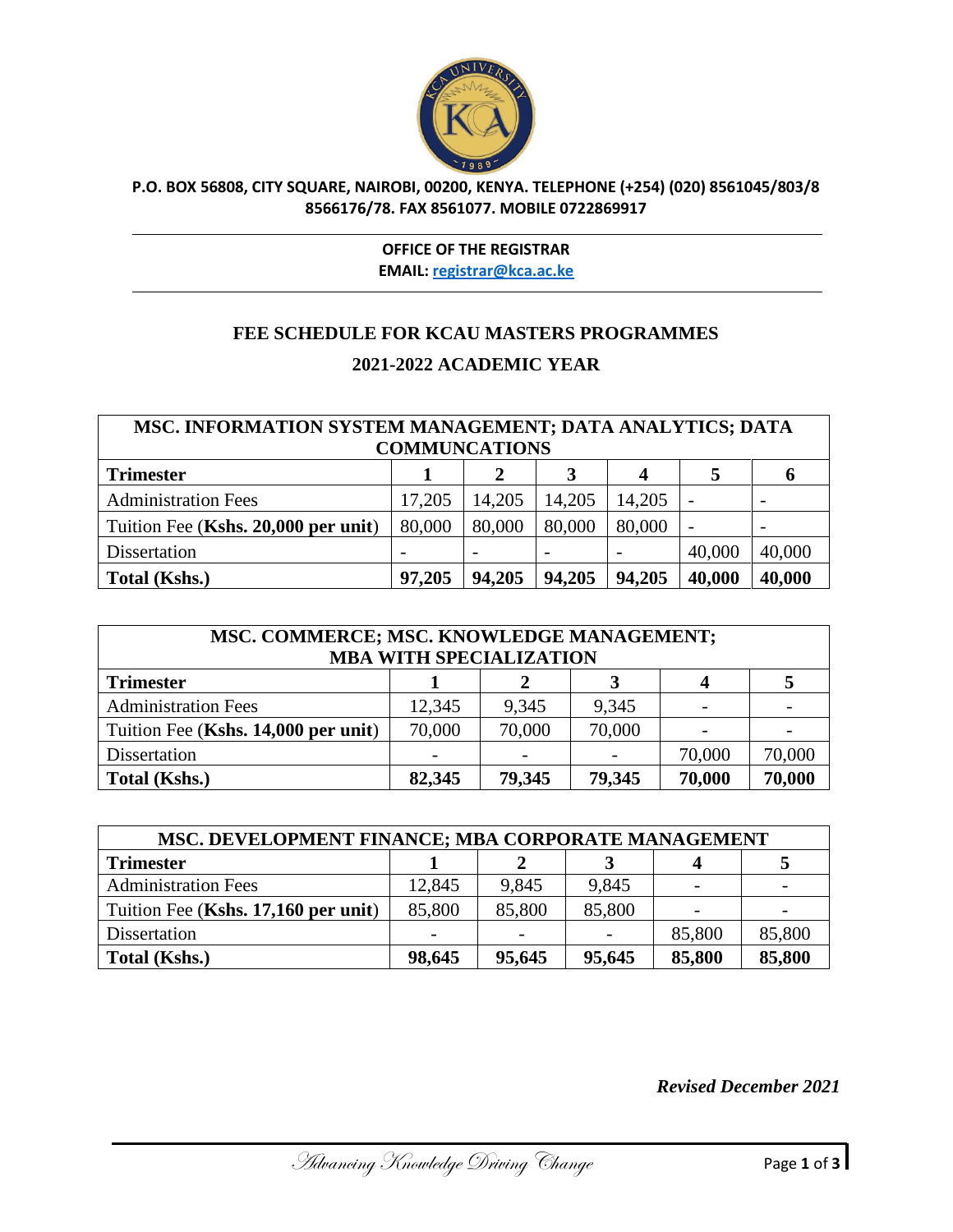**P.O. BOX 56808, CITY SQUARE, NAIROBI, 00200, KENYA. TELEPHONE (+254) (020) 8561045/803/8 8566176/78. FAX 8561077. MOBILE 0722869917**

---

**OFFICE OF THE REGISTRAR**
**EMAIL: registrar@kca.ac.ke**

---

# FEE SCHEDULE FOR KCAU MASTERS PROGRAMMES

## 2021-2022 ACADEMIC YEAR

| **MSC. INFORMATION SYSTEM MANAGEMENT; DATA ANALYTICS; DATA COMMUNCATIONS** | | | | | | |
|---|---|---|---|---|---|---|
| **Trimester** | **1** | **2** | **3** | **4** | **5** | **6** |
| Administration Fees | 17,205 | 14,205 | 14,205 | 14,205 | - | - |
| Tuition Fee (**Kshs. 20,000 per unit**) | 80,000 | 80,000 | 80,000 | 80,000 | - | - |
| Dissertation | - | - | - | - | 40,000 | 40,000 |
| **Total (Kshs.)** | **97,205** | **94,205** | **94,205** | **94,205** | **40,000** | **40,000** |

| **MSC. COMMERCE; MSC. KNOWLEDGE MANAGEMENT; MBA WITH SPECIALIZATION** | | | | | |
|---|---|---|---|---|---|
| **Trimester** | **1** | **2** | **3** | **4** | **5** |
| Administration Fees | 12,345 | 9,345 | 9,345 | - | - |
| Tuition Fee (**Kshs. 14,000 per unit**) | 70,000 | 70,000 | 70,000 | - | - |
| Dissertation | - | - | - | 70,000 | 70,000 |
| **Total (Kshs.)** | **82,345** | **79,345** | **79,345** | **70,000** | **70,000** |

| **MSC. DEVELOPMENT FINANCE; MBA CORPORATE MANAGEMENT** | | | | | |
|---|---|---|---|---|---|
| **Trimester** | **1** | **2** | **3** | **4** | **5** |
| Administration Fees | 12,845 | 9,845 | 9,845 | - | - |
| Tuition Fee (**Kshs. 17,160 per unit**) | 85,800 | 85,800 | 85,800 | - | - |
| Dissertation | - | - | - | 85,800 | 85,800 |
| **Total (Kshs.)** | **98,645** | **95,645** | **95,645** | **85,800** | **85,800** |

***Revised December 2021***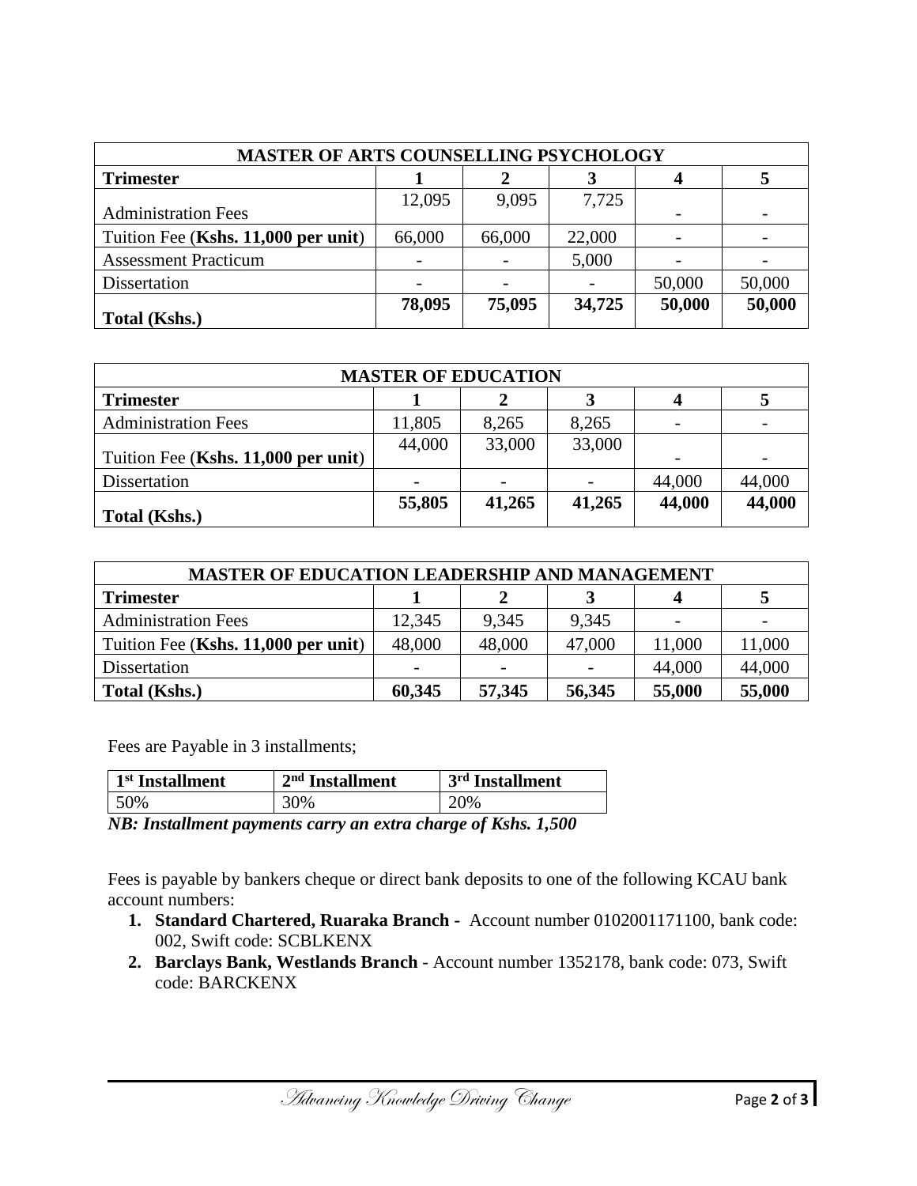| MASTER OF ARTS COUNSELLING PSYCHOLOGY | | | | | |
|---|---|---|---|---|---|
| **Trimester** | **1** | **2** | **3** | **4** | **5** |
| Administration Fees | 12,095 | 9,095 | 7,725 | - | - |
| Tuition Fee (**Kshs. 11,000 per unit**) | 66,000 | 66,000 | 22,000 | - | - |
| Assessment Practicum | - | - | 5,000 | - | - |
| Dissertation | - | - | - | 50,000 | 50,000 |
| **Total (Kshs.)** | **78,095** | **75,095** | **34,725** | **50,000** | **50,000** |

| MASTER OF EDUCATION | | | | | |
|---|---|---|---|---|---|
| **Trimester** | **1** | **2** | **3** | **4** | **5** |
| Administration Fees | 11,805 | 8,265 | 8,265 | - | - |
| Tuition Fee (**Kshs. 11,000 per unit**) | 44,000 | 33,000 | 33,000 | - | - |
| Dissertation | - | - | - | 44,000 | 44,000 |
| **Total (Kshs.)** | **55,805** | **41,265** | **41,265** | **44,000** | **44,000** |

| MASTER OF EDUCATION LEADERSHIP AND MANAGEMENT | | | | | |
|---|---|---|---|---|---|
| **Trimester** | **1** | **2** | **3** | **4** | **5** |
| Administration Fees | 12,345 | 9,345 | 9,345 | - | - |
| Tuition Fee (**Kshs. 11,000 per unit**) | 48,000 | 48,000 | 47,000 | 11,000 | 11,000 |
| Dissertation | - | - | - | 44,000 | 44,000 |
| **Total (Kshs.)** | **60,345** | **57,345** | **56,345** | **55,000** | **55,000** |

Fees are Payable in 3 installments;

| 1st Installment | 2nd Installment | 3rd Installment |
|---|---|---|
| 50% | 30% | 20% |

***NB: Installment payments carry an extra charge of Kshs. 1,500***

Fees is payable by bankers cheque or direct bank deposits to one of the following KCAU bank account numbers:

1. **Standard Chartered, Ruaraka Branch -** Account number 0102001171100, bank code: 002, Swift code: SCBLKENX
2. **Barclays Bank, Westlands Branch** - Account number 1352178, bank code: 073, Swift code: BARCKENX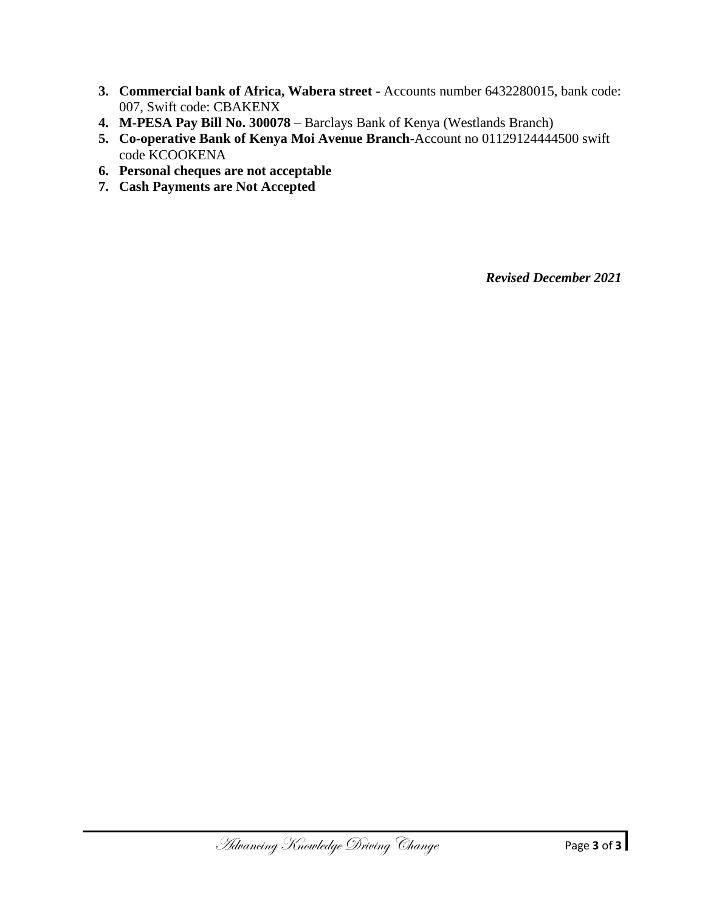3. **Commercial bank of Africa, Wabera street -** Accounts number 6432280015, bank code: 007, Swift code: CBAKENX
4. **M-PESA Pay Bill No. 300078** – Barclays Bank of Kenya (Westlands Branch)
5. **Co-operative Bank of Kenya Moi Avenue Branch**-Account no 01129124444500 swift code KCOOKENA
6. **Personal cheques are not acceptable**
7. **Cash Payments are Not Accepted**

***Revised December 2021***